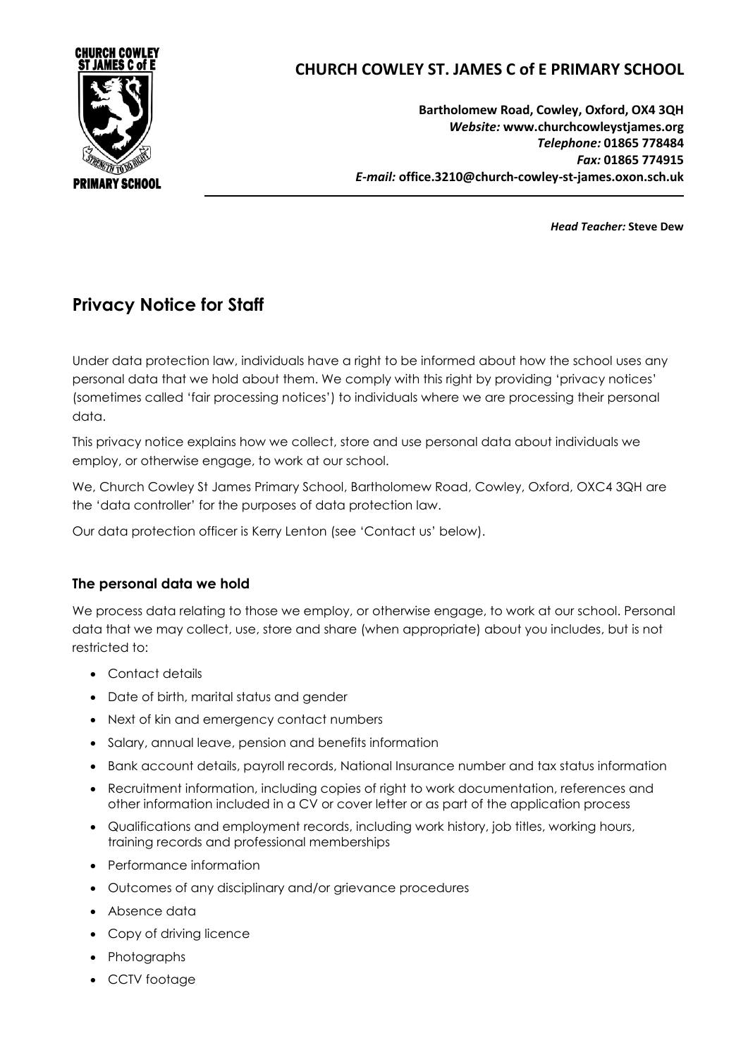**CHURCH COWLEY ST. JAMES C of E PRIMARY SCHOOL**

**Bartholomew Road, Cowley, Oxford, OX4 3QH**
*Website:* **www.churchcowleystjames.org**
*Telephone:* **01865 778484**
*Fax:* **01865 774915**
*E-mail:* **office.3210@church-cowley-st-james.oxon.sch.uk**

*Head Teacher:* **Steve Dew**

# Privacy Notice for Staff

Under data protection law, individuals have a right to be informed about how the school uses any personal data that we hold about them. We comply with this right by providing 'privacy notices' (sometimes called 'fair processing notices') to individuals where we are processing their personal data.

This privacy notice explains how we collect, store and use personal data about individuals we employ, or otherwise engage, to work at our school.

We, Church Cowley St James Primary School, Bartholomew Road, Cowley, Oxford, OXC4 3QH are the 'data controller' for the purposes of data protection law.

Our data protection officer is Kerry Lenton (see 'Contact us' below).

## The personal data we hold

We process data relating to those we employ, or otherwise engage, to work at our school. Personal data that we may collect, use, store and share (when appropriate) about you includes, but is not restricted to:

- Contact details
- Date of birth, marital status and gender
- Next of kin and emergency contact numbers
- Salary, annual leave, pension and benefits information
- Bank account details, payroll records, National Insurance number and tax status information
- Recruitment information, including copies of right to work documentation, references and other information included in a CV or cover letter or as part of the application process
- Qualifications and employment records, including work history, job titles, working hours, training records and professional memberships
- Performance information
- Outcomes of any disciplinary and/or grievance procedures
- Absence data
- Copy of driving licence
- Photographs
- CCTV footage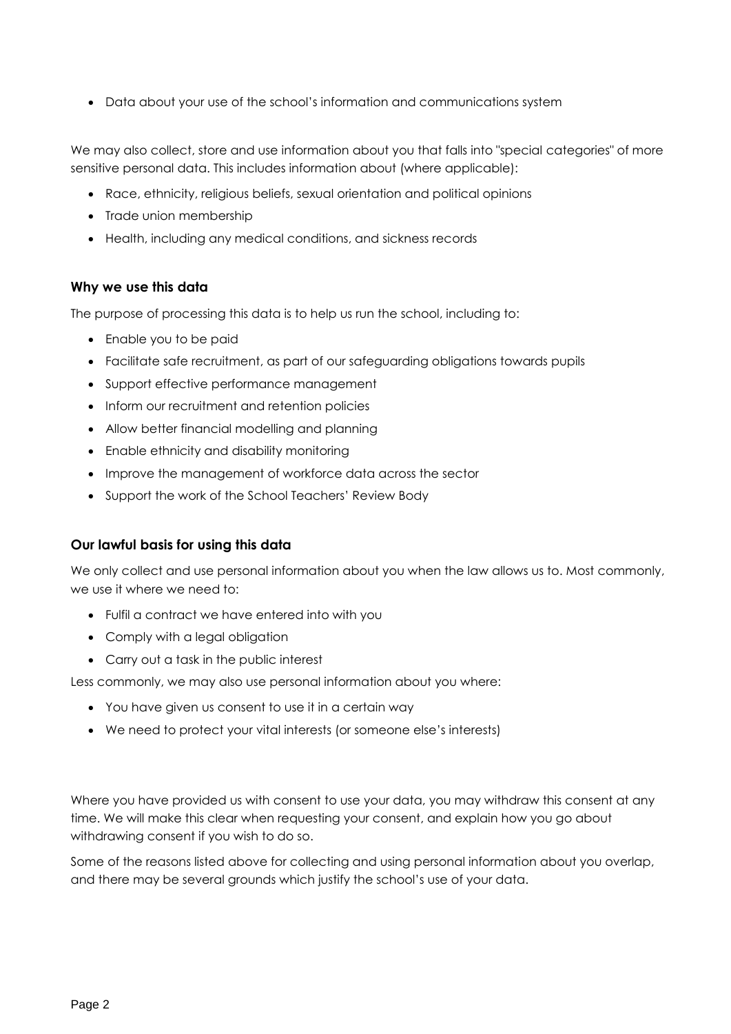- Data about your use of the school's information and communications system

We may also collect, store and use information about you that falls into "special categories" of more sensitive personal data. This includes information about (where applicable):

- Race, ethnicity, religious beliefs, sexual orientation and political opinions
- Trade union membership
- Health, including any medical conditions, and sickness records

### Why we use this data

The purpose of processing this data is to help us run the school, including to:

- Enable you to be paid
- Facilitate safe recruitment, as part of our safeguarding obligations towards pupils
- Support effective performance management
- Inform our recruitment and retention policies
- Allow better financial modelling and planning
- Enable ethnicity and disability monitoring
- Improve the management of workforce data across the sector
- Support the work of the School Teachers' Review Body

### Our lawful basis for using this data

We only collect and use personal information about you when the law allows us to. Most commonly, we use it where we need to:

- Fulfil a contract we have entered into with you
- Comply with a legal obligation
- Carry out a task in the public interest

Less commonly, we may also use personal information about you where:

- You have given us consent to use it in a certain way
- We need to protect your vital interests (or someone else's interests)

Where you have provided us with consent to use your data, you may withdraw this consent at any time. We will make this clear when requesting your consent, and explain how you go about withdrawing consent if you wish to do so.

Some of the reasons listed above for collecting and using personal information about you overlap, and there may be several grounds which justify the school's use of your data.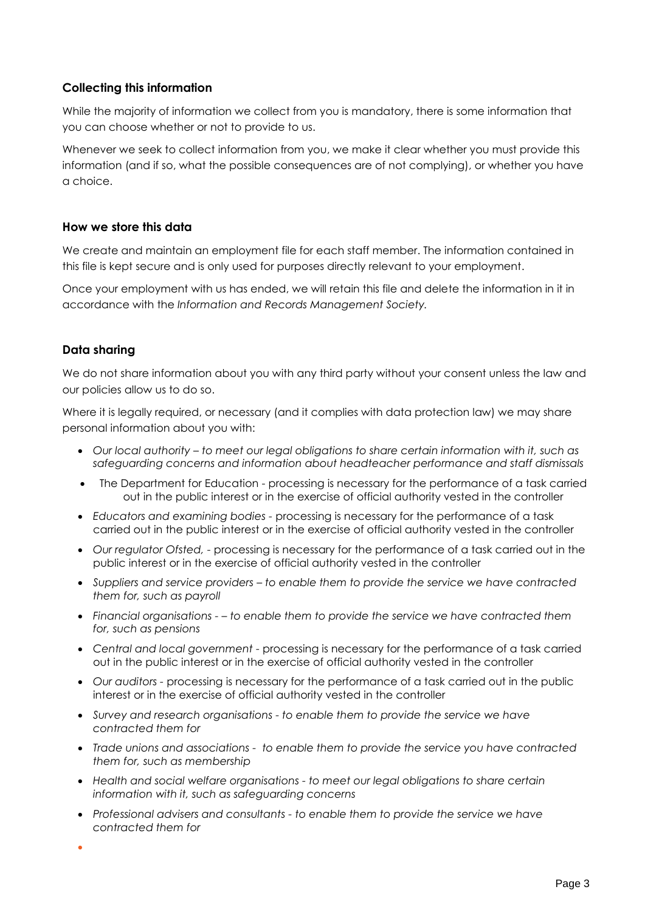### Collecting this information

While the majority of information we collect from you is mandatory, there is some information that you can choose whether or not to provide to us.

Whenever we seek to collect information from you, we make it clear whether you must provide this information (and if so, what the possible consequences are of not complying), or whether you have a choice.

### How we store this data

We create and maintain an employment file for each staff member. The information contained in this file is kept secure and is only used for purposes directly relevant to your employment.

Once your employment with us has ended, we will retain this file and delete the information in it in accordance with the *Information and Records Management Society.*

### Data sharing

We do not share information about you with any third party without your consent unless the law and our policies allow us to do so.

Where it is legally required, or necessary (and it complies with data protection law) we may share personal information about you with:

- *Our local authority – to meet our legal obligations to share certain information with it, such as safeguarding concerns and information about headteacher performance and staff dismissals*
- The Department for Education - processing is necessary for the performance of a task carried out in the public interest or in the exercise of official authority vested in the controller
- *Educators and examining bodies* - processing is necessary for the performance of a task carried out in the public interest or in the exercise of official authority vested in the controller
- *Our regulator Ofsted,* - processing is necessary for the performance of a task carried out in the public interest or in the exercise of official authority vested in the controller
- *Suppliers and service providers – to enable them to provide the service we have contracted them for, such as payroll*
- *Financial organisations - – to enable them to provide the service we have contracted them for, such as pensions*
- *Central and local government* - processing is necessary for the performance of a task carried out in the public interest or in the exercise of official authority vested in the controller
- *Our auditors* - processing is necessary for the performance of a task carried out in the public interest or in the exercise of official authority vested in the controller
- *Survey and research organisations - to enable them to provide the service we have contracted them for*
- *Trade unions and associations - to enable them to provide the service you have contracted them for, such as membership*
- *Health and social welfare organisations - to meet our legal obligations to share certain information with it, such as safeguarding concerns*
- *Professional advisers and consultants - to enable them to provide the service we have contracted them for*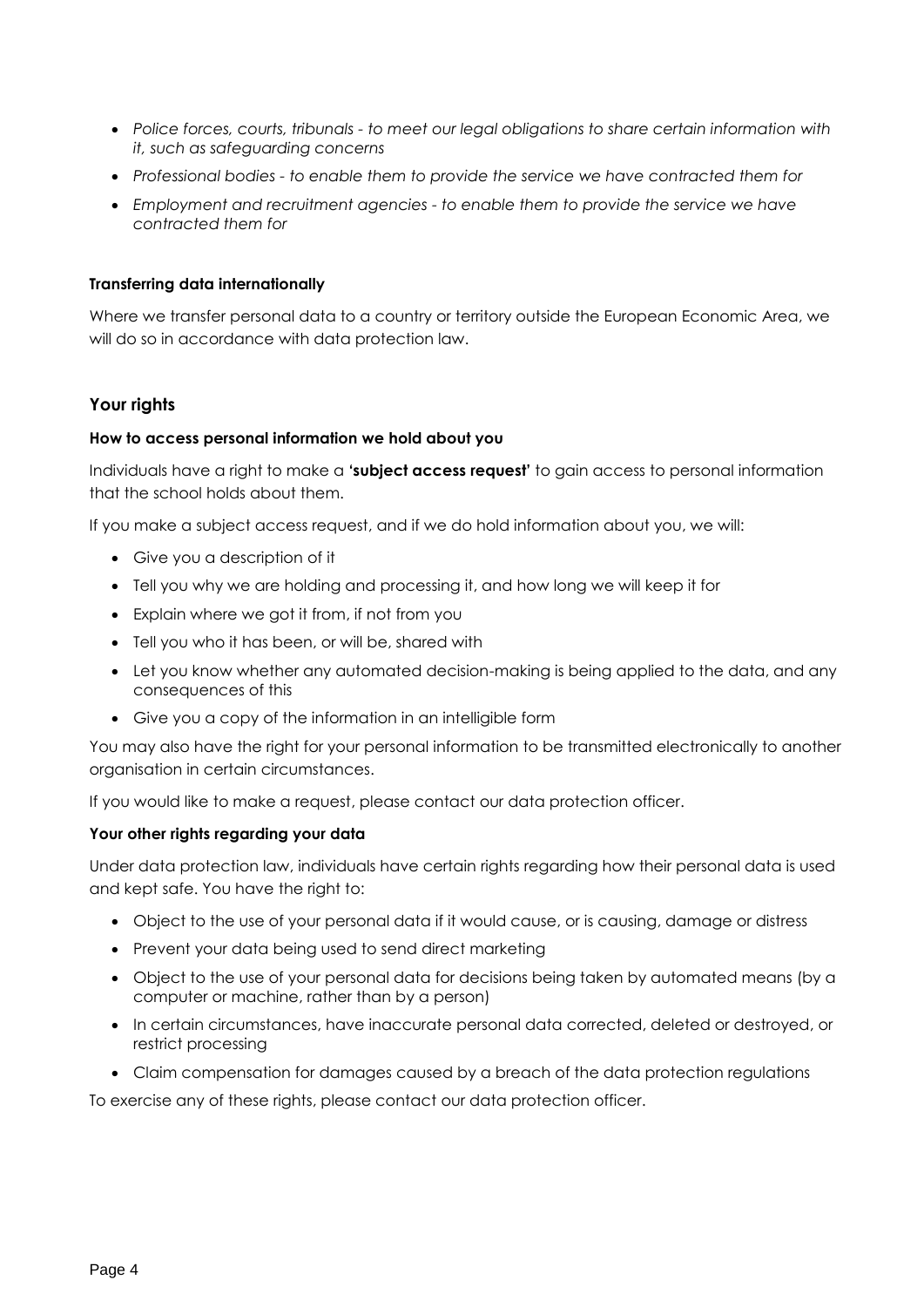- *Police forces, courts, tribunals - to meet our legal obligations to share certain information with it, such as safeguarding concerns*
- *Professional bodies - to enable them to provide the service we have contracted them for*
- *Employment and recruitment agencies - to enable them to provide the service we have contracted them for*

#### Transferring data internationally

Where we transfer personal data to a country or territory outside the European Economic Area, we will do so in accordance with data protection law.

### Your rights

#### How to access personal information we hold about you

Individuals have a right to make a **'subject access request'** to gain access to personal information that the school holds about them.

If you make a subject access request, and if we do hold information about you, we will:

- Give you a description of it
- Tell you why we are holding and processing it, and how long we will keep it for
- Explain where we got it from, if not from you
- Tell you who it has been, or will be, shared with
- Let you know whether any automated decision-making is being applied to the data, and any consequences of this
- Give you a copy of the information in an intelligible form

You may also have the right for your personal information to be transmitted electronically to another organisation in certain circumstances.

If you would like to make a request, please contact our data protection officer.

#### Your other rights regarding your data

Under data protection law, individuals have certain rights regarding how their personal data is used and kept safe. You have the right to:

- Object to the use of your personal data if it would cause, or is causing, damage or distress
- Prevent your data being used to send direct marketing
- Object to the use of your personal data for decisions being taken by automated means (by a computer or machine, rather than by a person)
- In certain circumstances, have inaccurate personal data corrected, deleted or destroyed, or restrict processing
- Claim compensation for damages caused by a breach of the data protection regulations

To exercise any of these rights, please contact our data protection officer.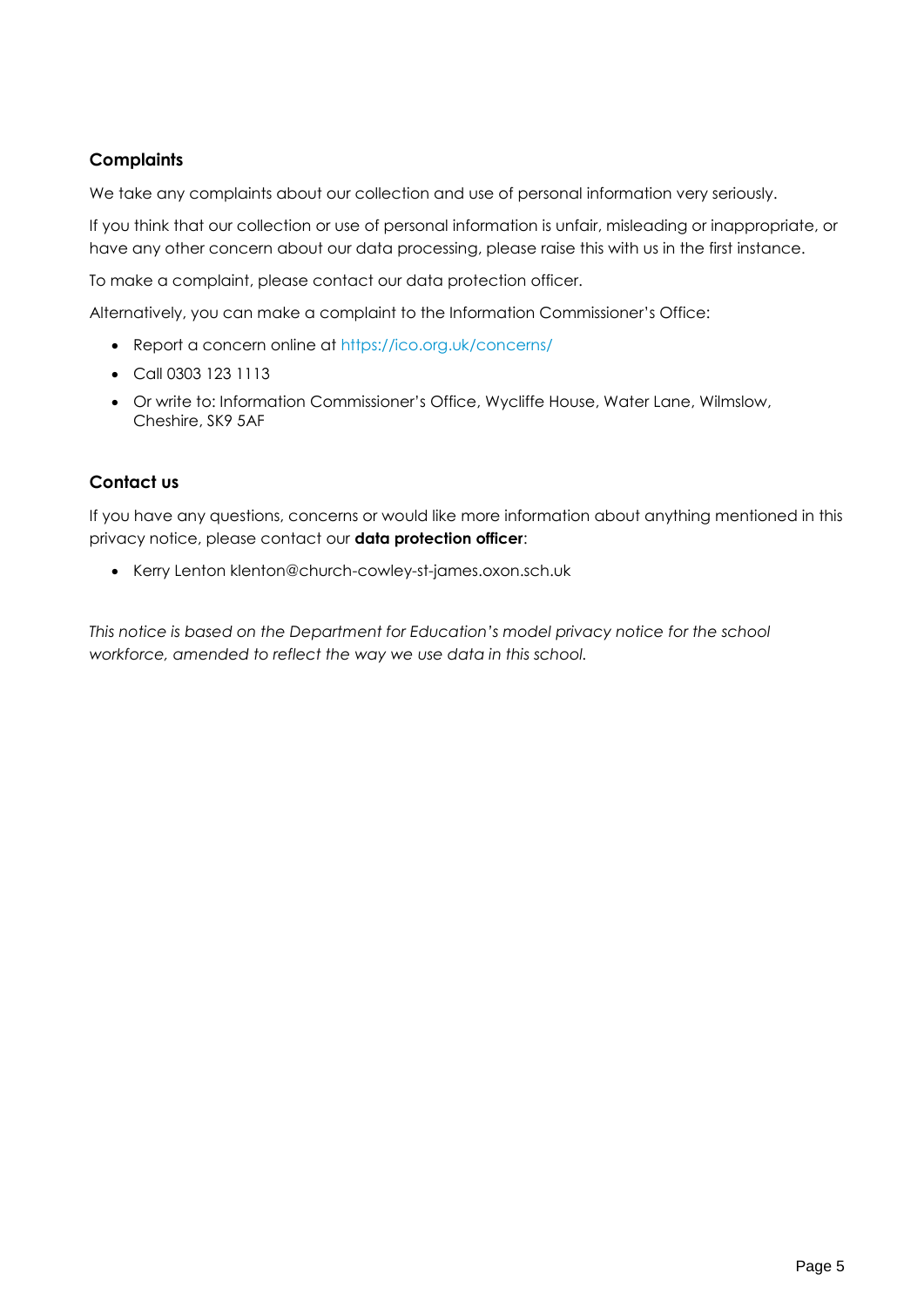## Complaints

We take any complaints about our collection and use of personal information very seriously.

If you think that our collection or use of personal information is unfair, misleading or inappropriate, or have any other concern about our data processing, please raise this with us in the first instance.

To make a complaint, please contact our data protection officer.

Alternatively, you can make a complaint to the Information Commissioner's Office:

- Report a concern online at https://ico.org.uk/concerns/
- Call 0303 123 1113
- Or write to: Information Commissioner's Office, Wycliffe House, Water Lane, Wilmslow, Cheshire, SK9 5AF

## Contact us

If you have any questions, concerns or would like more information about anything mentioned in this privacy notice, please contact our **data protection officer**:

- Kerry Lenton klenton@church-cowley-st-james.oxon.sch.uk

*This notice is based on the Department for Education's model privacy notice for the school workforce, amended to reflect the way we use data in this school.*